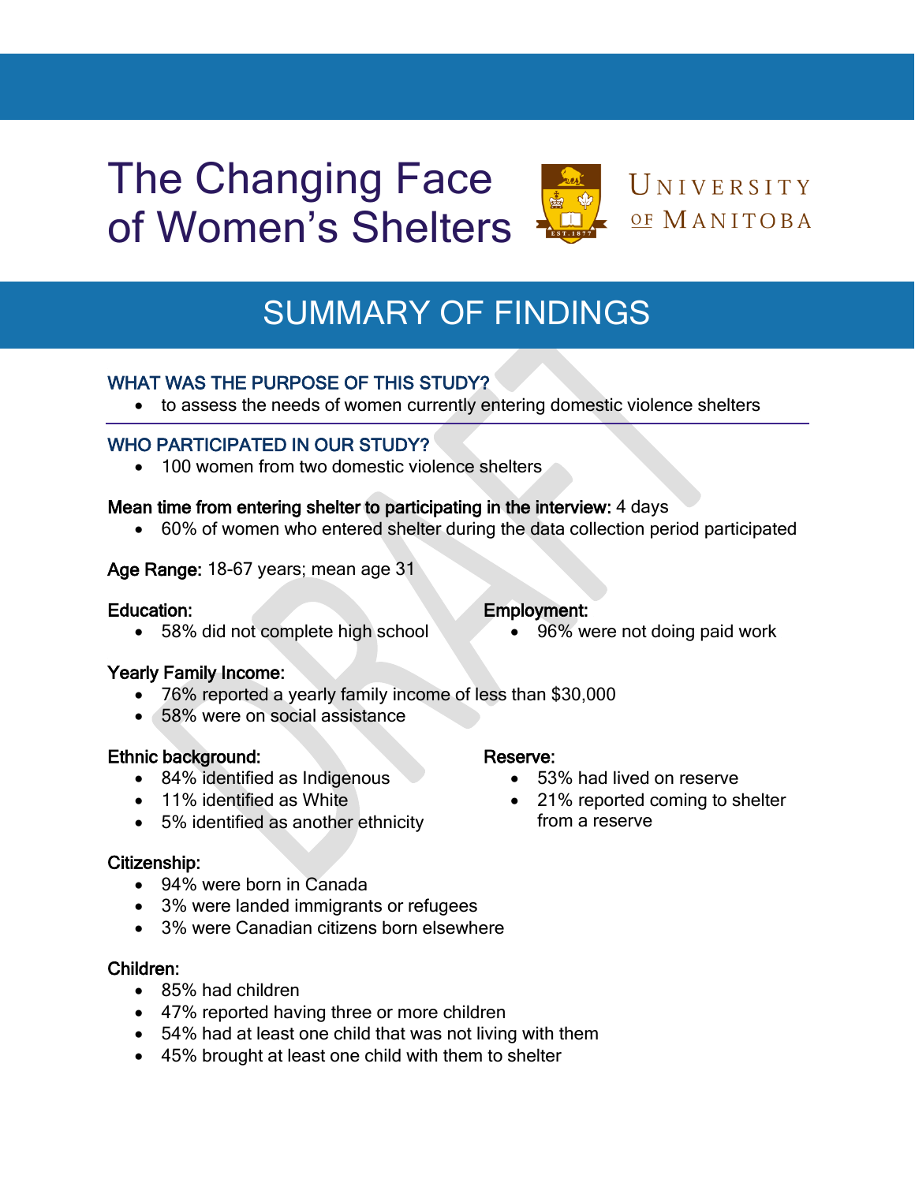# The Changing Face of Women's Shelters

University of Manitoba

## SUMMARY OF FINDINGS

### WHAT WAS THE PURPOSE OF THIS STUDY?

- to assess the needs of women currently entering domestic violence shelters

### WHO PARTICIPATED IN OUR STUDY?

- 100 women from two domestic violence shelters

**Mean time from entering shelter to participating in the interview:** 4 days

- 60% of women who entered shelter during the data collection period participated

**Age Range:** 18-67 years; mean age 31

**Education:**

- 58% did not complete high school

**Employment:**

- 96% were not doing paid work

**Yearly Family Income:**

- 76% reported a yearly family income of less than $30,000
- 58% were on social assistance

**Ethnic background:**

- 84% identified as Indigenous
- 11% identified as White
- 5% identified as another ethnicity

**Reserve:**

- 53% had lived on reserve
- 21% reported coming to shelter from a reserve

**Citizenship:**

- 94% were born in Canada
- 3% were landed immigrants or refugees
- 3% were Canadian citizens born elsewhere

**Children:**

- 85% had children
- 47% reported having three or more children
- 54% had at least one child that was not living with them
- 45% brought at least one child with them to shelter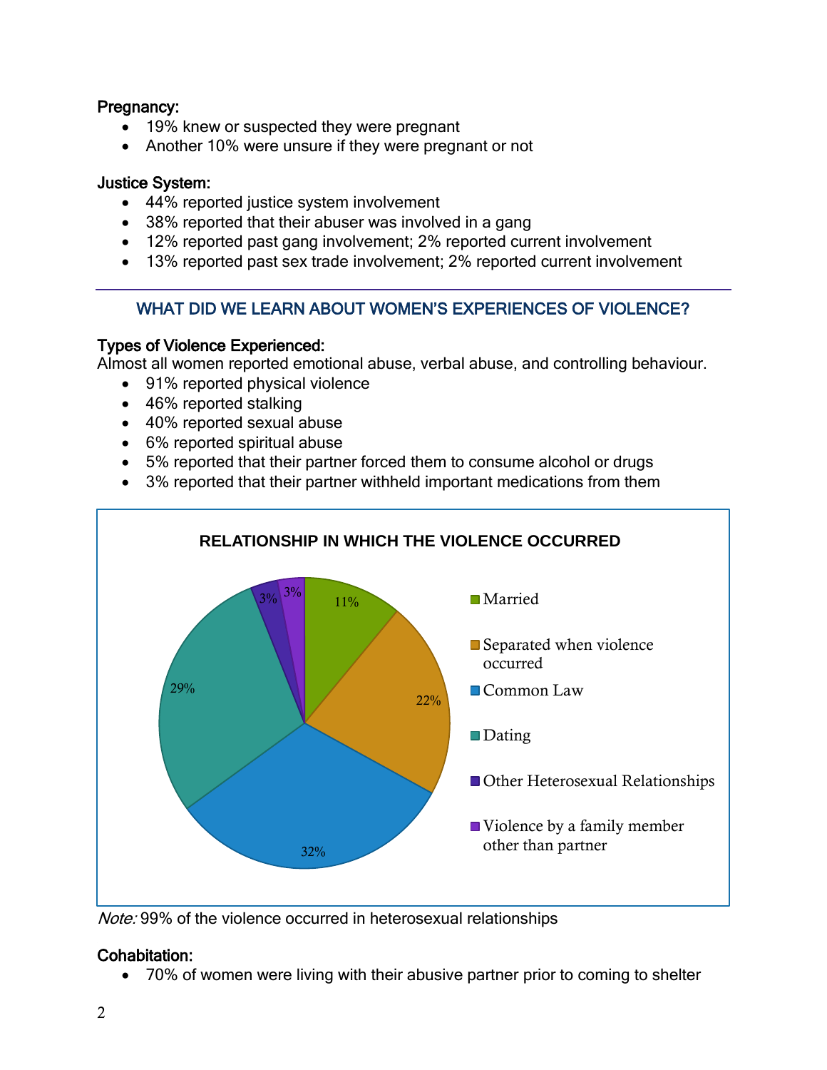**Pregnancy:**

- 19% knew or suspected they were pregnant
- Another 10% were unsure if they were pregnant or not

**Justice System:**

- 44% reported justice system involvement
- 38% reported that their abuser was involved in a gang
- 12% reported past gang involvement; 2% reported current involvement
- 13% reported past sex trade involvement; 2% reported current involvement

---

## WHAT DID WE LEARN ABOUT WOMEN'S EXPERIENCES OF VIOLENCE?

**Types of Violence Experienced:**

Almost all women reported emotional abuse, verbal abuse, and controlling behaviour.

- 91% reported physical violence
- 46% reported stalking
- 40% reported sexual abuse
- 6% reported spiritual abuse
- 5% reported that their partner forced them to consume alcohol or drugs
- 3% reported that their partner withheld important medications from them

**RELATIONSHIP IN WHICH THE VIOLENCE OCCURRED**

| Relationship | Percentage |
|---|---|
| Married | 11% |
| Separated when violence occurred | 22% |
| Common Law | 32% |
| Dating | 29% |
| Other Heterosexual Relationships | 3% |
| Violence by a family member other than partner | 3% |

*Note:* 99% of the violence occurred in heterosexual relationships

**Cohabitation:**

- 70% of women were living with their abusive partner prior to coming to shelter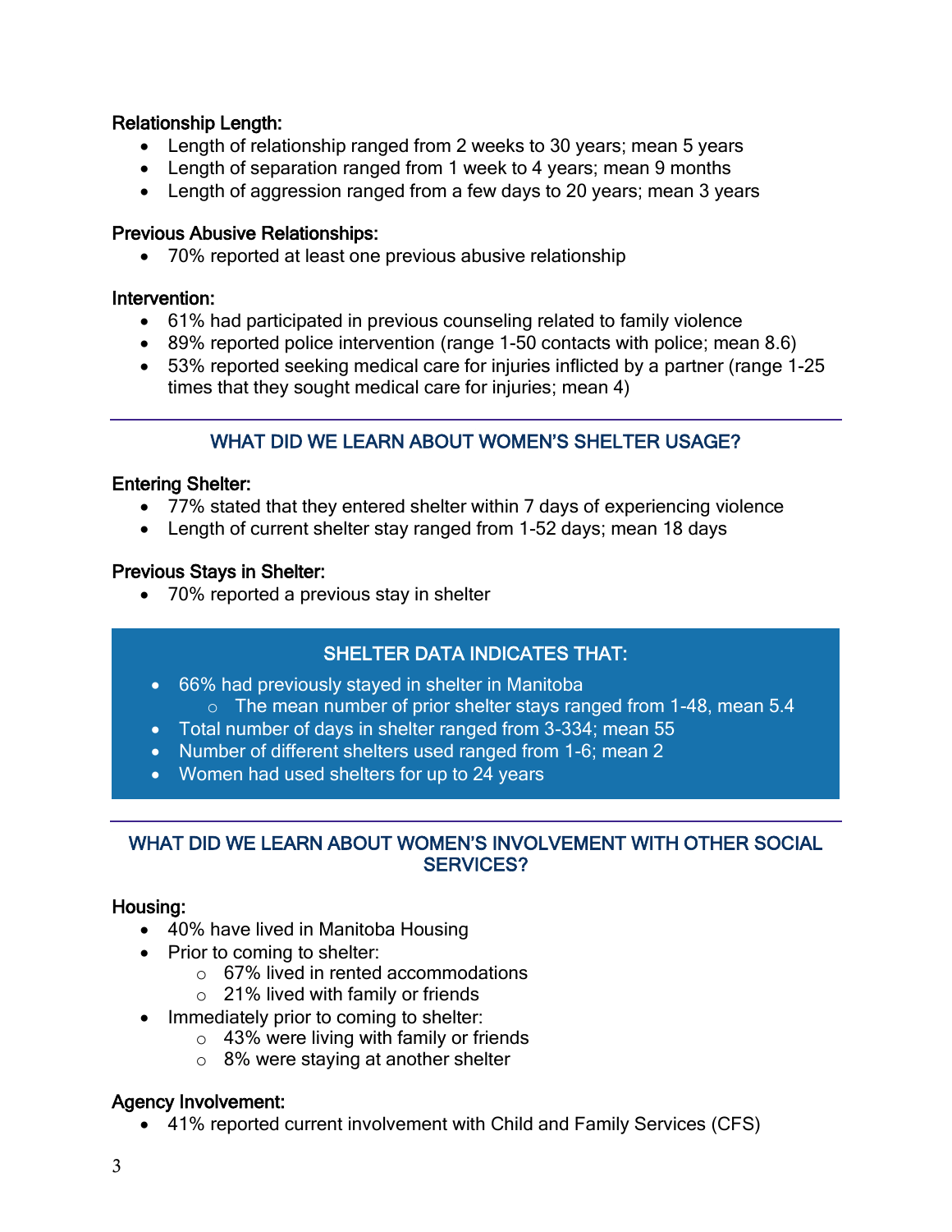**Relationship Length:**

- Length of relationship ranged from 2 weeks to 30 years; mean 5 years
- Length of separation ranged from 1 week to 4 years; mean 9 months
- Length of aggression ranged from a few days to 20 years; mean 3 years

**Previous Abusive Relationships:**

- 70% reported at least one previous abusive relationship

**Intervention:**

- 61% had participated in previous counseling related to family violence
- 89% reported police intervention (range 1-50 contacts with police; mean 8.6)
- 53% reported seeking medical care for injuries inflicted by a partner (range 1-25 times that they sought medical care for injuries; mean 4)

## WHAT DID WE LEARN ABOUT WOMEN'S SHELTER USAGE?

**Entering Shelter:**

- 77% stated that they entered shelter within 7 days of experiencing violence
- Length of current shelter stay ranged from 1-52 days; mean 18 days

**Previous Stays in Shelter:**

- 70% reported a previous stay in shelter

### SHELTER DATA INDICATES THAT:

- 66% had previously stayed in shelter in Manitoba
  - The mean number of prior shelter stays ranged from 1-48, mean 5.4
- Total number of days in shelter ranged from 3-334; mean 55
- Number of different shelters used ranged from 1-6; mean 2
- Women had used shelters for up to 24 years

## WHAT DID WE LEARN ABOUT WOMEN'S INVOLVEMENT WITH OTHER SOCIAL SERVICES?

**Housing:**

- 40% have lived in Manitoba Housing
- Prior to coming to shelter:
  - 67% lived in rented accommodations
  - 21% lived with family or friends
- Immediately prior to coming to shelter:
  - 43% were living with family or friends
  - 8% were staying at another shelter

**Agency Involvement:**

- 41% reported current involvement with Child and Family Services (CFS)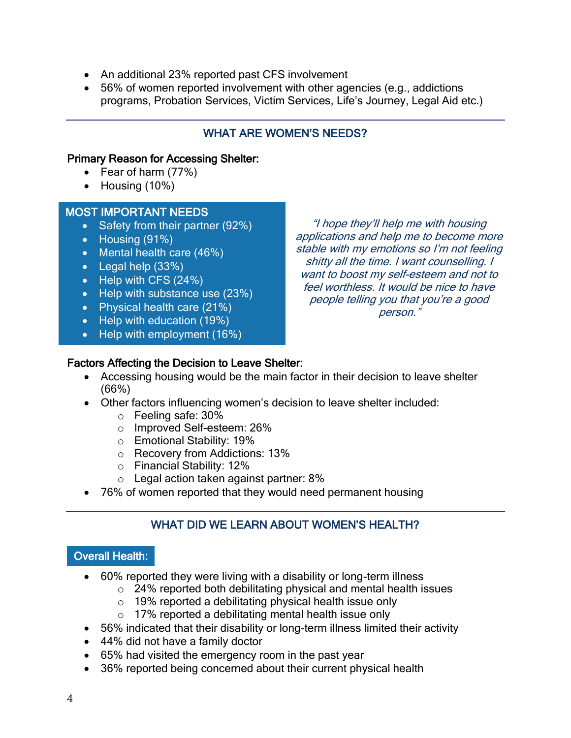- An additional 23% reported past CFS involvement
- 56% of women reported involvement with other agencies (e.g., addictions programs, Probation Services, Victim Services, Life's Journey, Legal Aid etc.)

## WHAT ARE WOMEN'S NEEDS?

**Primary Reason for Accessing Shelter:**

- Fear of harm (77%)
- Housing (10%)

### MOST IMPORTANT NEEDS

- Safety from their partner (92%)
- Housing (91%)
- Mental health care (46%)
- Legal help (33%)
- Help with CFS (24%)
- Help with substance use (23%)
- Physical health care (21%)
- Help with education (19%)
- Help with employment (16%)

*"I hope they'll help me with housing applications and help me to become more stable with my emotions so I'm not feeling shitty all the time. I want counselling. I want to boost my self-esteem and not to feel worthless. It would be nice to have people telling you that you're a good person."*

**Factors Affecting the Decision to Leave Shelter:**

- Accessing housing would be the main factor in their decision to leave shelter (66%)
- Other factors influencing women's decision to leave shelter included:
  - Feeling safe: 30%
  - Improved Self-esteem: 26%
  - Emotional Stability: 19%
  - Recovery from Addictions: 13%
  - Financial Stability: 12%
  - Legal action taken against partner: 8%
- 76% of women reported that they would need permanent housing

## WHAT DID WE LEARN ABOUT WOMEN'S HEALTH?

### Overall Health:

- 60% reported they were living with a disability or long-term illness
  - 24% reported both debilitating physical and mental health issues
  - 19% reported a debilitating physical health issue only
  - 17% reported a debilitating mental health issue only
- 56% indicated that their disability or long-term illness limited their activity
- 44% did not have a family doctor
- 65% had visited the emergency room in the past year
- 36% reported being concerned about their current physical health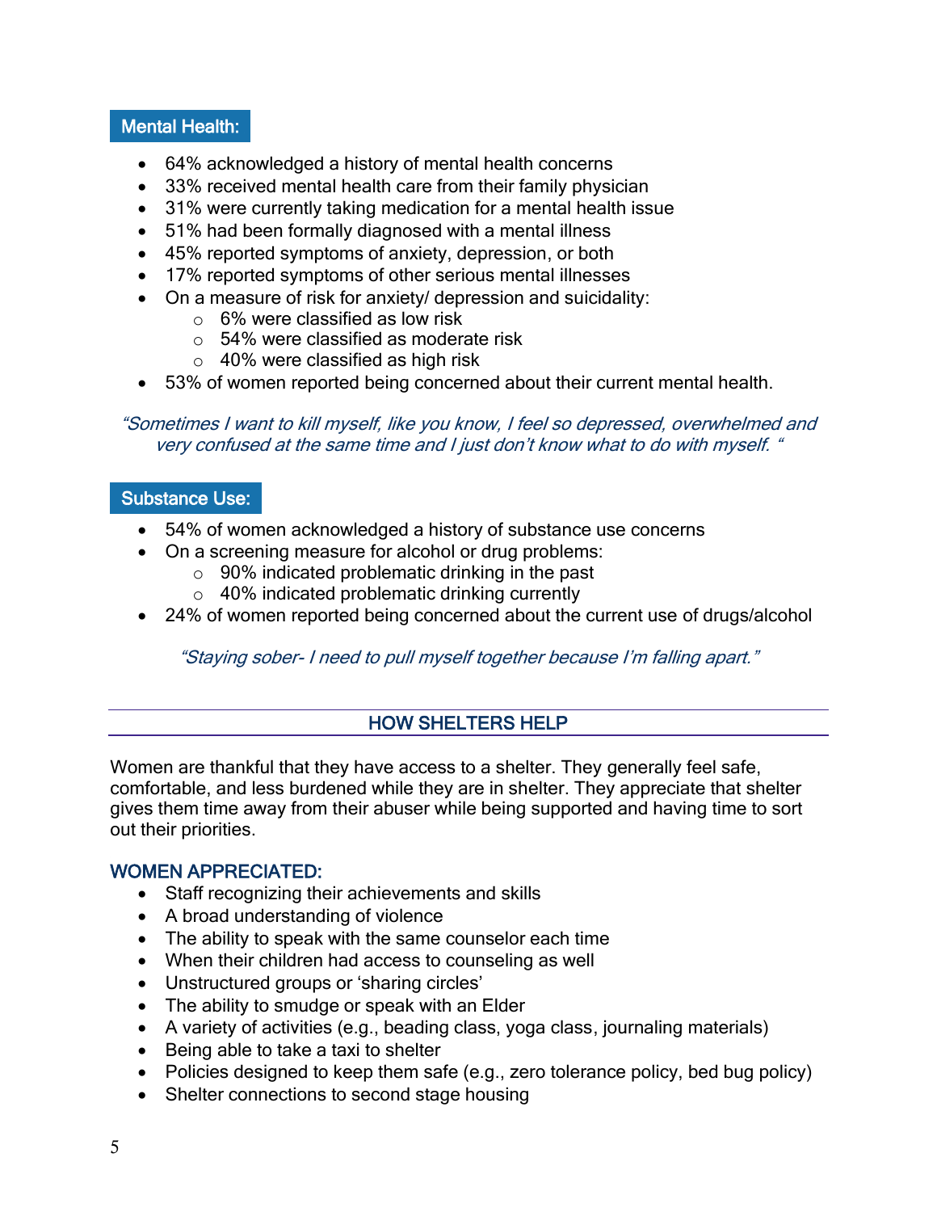### Mental Health:

- 64% acknowledged a history of mental health concerns
- 33% received mental health care from their family physician
- 31% were currently taking medication for a mental health issue
- 51% had been formally diagnosed with a mental illness
- 45% reported symptoms of anxiety, depression, or both
- 17% reported symptoms of other serious mental illnesses
- On a measure of risk for anxiety/ depression and suicidality:
  - 6% were classified as low risk
  - 54% were classified as moderate risk
  - 40% were classified as high risk
- 53% of women reported being concerned about their current mental health.

*"Sometimes I want to kill myself, like you know, I feel so depressed, overwhelmed and very confused at the same time and I just don't know what to do with myself. "*

### Substance Use:

- 54% of women acknowledged a history of substance use concerns
- On a screening measure for alcohol or drug problems:
  - 90% indicated problematic drinking in the past
  - 40% indicated problematic drinking currently
- 24% of women reported being concerned about the current use of drugs/alcohol

*"Staying sober- I need to pull myself together because I'm falling apart."*

## HOW SHELTERS HELP

Women are thankful that they have access to a shelter. They generally feel safe, comfortable, and less burdened while they are in shelter. They appreciate that shelter gives them time away from their abuser while being supported and having time to sort out their priorities.

### WOMEN APPRECIATED:

- Staff recognizing their achievements and skills
- A broad understanding of violence
- The ability to speak with the same counselor each time
- When their children had access to counseling as well
- Unstructured groups or 'sharing circles'
- The ability to smudge or speak with an Elder
- A variety of activities (e.g., beading class, yoga class, journaling materials)
- Being able to take a taxi to shelter
- Policies designed to keep them safe (e.g., zero tolerance policy, bed bug policy)
- Shelter connections to second stage housing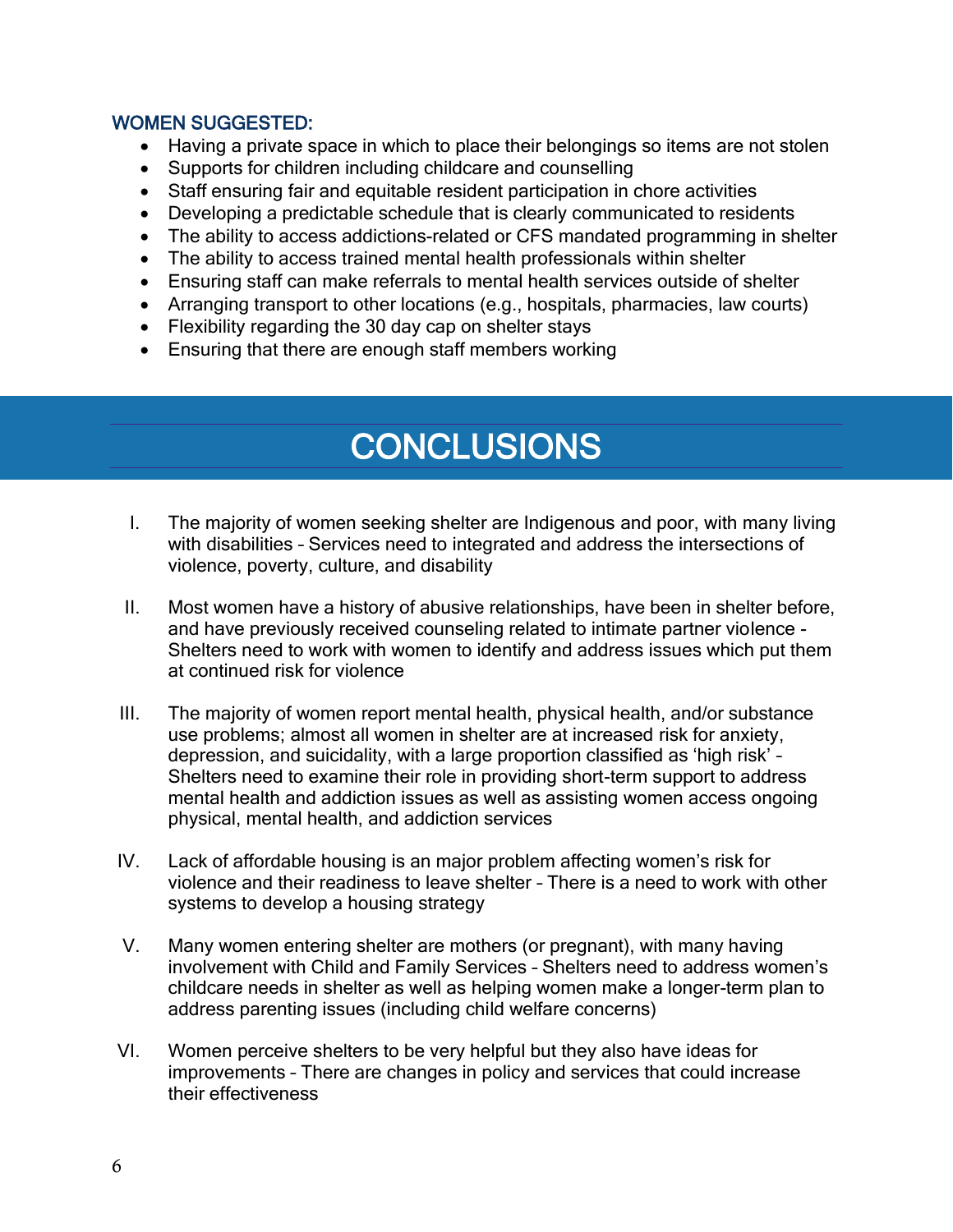### WOMEN SUGGESTED:

- Having a private space in which to place their belongings so items are not stolen
- Supports for children including childcare and counselling
- Staff ensuring fair and equitable resident participation in chore activities
- Developing a predictable schedule that is clearly communicated to residents
- The ability to access addictions-related or CFS mandated programming in shelter
- The ability to access trained mental health professionals within shelter
- Ensuring staff can make referrals to mental health services outside of shelter
- Arranging transport to other locations (e.g., hospitals, pharmacies, law courts)
- Flexibility regarding the 30 day cap on shelter stays
- Ensuring that there are enough staff members working

# CONCLUSIONS

I. The majority of women seeking shelter are Indigenous and poor, with many living with disabilities – Services need to integrated and address the intersections of violence, poverty, culture, and disability

II. Most women have a history of abusive relationships, have been in shelter before, and have previously received counseling related to intimate partner violence - Shelters need to work with women to identify and address issues which put them at continued risk for violence

III. The majority of women report mental health, physical health, and/or substance use problems; almost all women in shelter are at increased risk for anxiety, depression, and suicidality, with a large proportion classified as 'high risk' – Shelters need to examine their role in providing short-term support to address mental health and addiction issues as well as assisting women access ongoing physical, mental health, and addiction services

IV. Lack of affordable housing is an major problem affecting women's risk for violence and their readiness to leave shelter – There is a need to work with other systems to develop a housing strategy

V. Many women entering shelter are mothers (or pregnant), with many having involvement with Child and Family Services – Shelters need to address women's childcare needs in shelter as well as helping women make a longer-term plan to address parenting issues (including child welfare concerns)

VI. Women perceive shelters to be very helpful but they also have ideas for improvements – There are changes in policy and services that could increase their effectiveness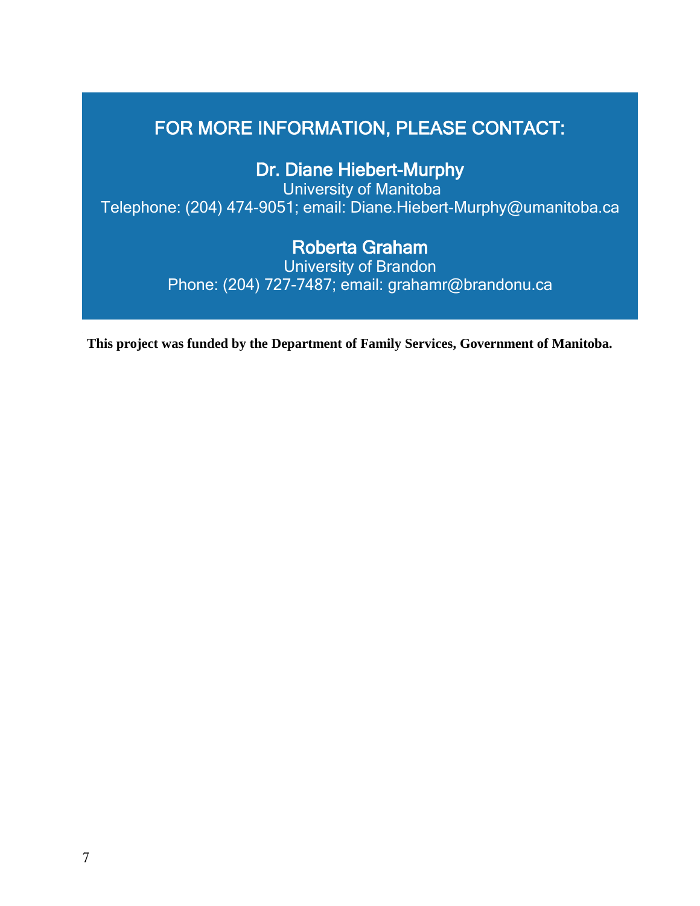## FOR MORE INFORMATION, PLEASE CONTACT:

### Dr. Diane Hiebert-Murphy

University of Manitoba
Telephone: (204) 474-9051; email: Diane.Hiebert-Murphy@umanitoba.ca

### Roberta Graham

University of Brandon
Phone: (204) 727-7487; email: grahamr@brandonu.ca

**This project was funded by the Department of Family Services, Government of Manitoba.**